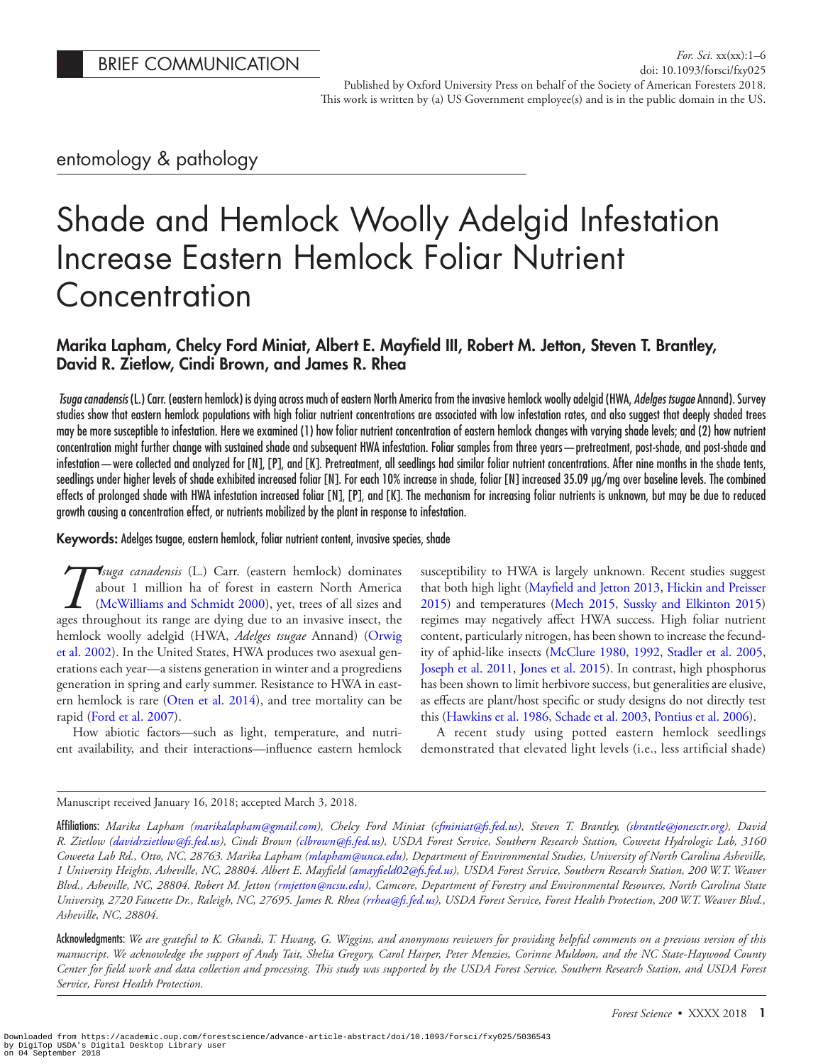BRIEF COMMUNICATION

entomology & pathology

# Shade and Hemlock Woolly Adelgid Infestation Increase Eastern Hemlock Foliar Nutrient Concentration

**Marika Lapham, Chelcy Ford Miniat, Albert E. Mayfield III, Robert M. Jetton, Steven T. Brantley, David R. Zietlow, Cindi Brown, and James R. Rhea**

*Tsuga canadensis* (L.) Carr. (eastern hemlock) is dying across much of eastern North America from the invasive hemlock woolly adelgid (HWA, *Adelges tsugae* Annand). Survey studies show that eastern hemlock populations with high foliar nutrient concentrations are associated with low infestation rates, and also suggest that deeply shaded trees may be more susceptible to infestation. Here we examined (1) how foliar nutrient concentration of eastern hemlock changes with varying shade levels; and (2) how nutrient concentration might further change with sustained shade and subsequent HWA infestation. Foliar samples from three years—pretreatment, post-shade, and post-shade and infestation—were collected and analyzed for [N], [P], and [K]. Pretreatment, all seedlings had similar foliar nutrient concentrations. After nine months in the shade tents, seedlings under higher levels of shade exhibited increased foliar [N]. For each 10% increase in shade, foliar [N] increased 35.09 μg/mg over baseline levels. The combined effects of prolonged shade with HWA infestation increased foliar [N], [P], and [K]. The mechanism for increasing foliar nutrients is unknown, but may be due to reduced growth causing a concentration effect, or nutrients mobilized by the plant in response to infestation.

**Keywords:** Adelges tsugae, eastern hemlock, foliar nutrient content, invasive species, shade

*Tsuga canadensis* (L.) Carr. (eastern hemlock) dominates about 1 million ha of forest in eastern North America (McWilliams and Schmidt 2000), yet, trees of all sizes and ages throughout its range are dying due to an invasive insect, the hemlock woolly adelgid (HWA, *Adelges tsugae* Annand) (Orwig et al. 2002). In the United States, HWA produces two asexual generations each year—a sistens generation in winter and a progrediens generation in spring and early summer. Resistance to HWA in eastern hemlock is rare (Oten et al. 2014), and tree mortality can be rapid (Ford et al. 2007).

How abiotic factors—such as light, temperature, and nutrient availability, and their interactions—influence eastern hemlock susceptibility to HWA is largely unknown. Recent studies suggest that both high light (Mayfield and Jetton 2013, Hickin and Preisser 2015) and temperatures (Mech 2015, Sussky and Elkinton 2015) regimes may negatively affect HWA success. High foliar nutrient content, particularly nitrogen, has been shown to increase the fecundity of aphid-like insects (McClure 1980, 1992, Stadler et al. 2005, Joseph et al. 2011, Jones et al. 2015). In contrast, high phosphorus has been shown to limit herbivore success, but generalities are elusive, as effects are plant/host specific or study designs do not directly test this (Hawkins et al. 1986, Schade et al. 2003, Pontius et al. 2006).

A recent study using potted eastern hemlock seedlings demonstrated that elevated light levels (i.e., less artificial shade)

Manuscript received January 16, 2018; accepted March 3, 2018.

**Affiliations:** *Marika Lapham (marikalapham@gmail.com), Chelcy Ford Miniat (cfminiat@fs.fed.us), Steven T. Brantley, (sbrantle@jonesctr.org), David R. Zietlow (davidrzietlow@fs.fed.us), Cindi Brown (clbrown@fs.fed.us), USDA Forest Service, Southern Research Station, Coweeta Hydrologic Lab, 3160 Coweeta Lab Rd., Otto, NC, 28763. Marika Lapham (mlapham@unca.edu), Department of Environmental Studies, University of North Carolina Asheville, 1 University Heights, Asheville, NC, 28804. Albert E. Mayfield (amayfield02@fs.fed.us), USDA Forest Service, Southern Research Station, 200 W.T. Weaver Blvd., Asheville, NC, 28804. Robert M. Jetton (rmjetton@ncsu.edu), Camcore, Department of Forestry and Environmental Resources, North Carolina State University, 2720 Faucette Dr., Raleigh, NC, 27695. James R. Rhea (rrhea@fs.fed.us), USDA Forest Service, Forest Health Protection, 200 W.T. Weaver Blvd., Asheville, NC, 28804.*

**Acknowledgments:** *We are grateful to K. Ghandi, T. Hwang, G. Wiggins, and anonymous reviewers for providing helpful comments on a previous version of this manuscript. We acknowledge the support of Andy Tait, Shelia Gregory, Carol Harper, Peter Menzies, Corinne Muldoon, and the NC State-Haywood County Center for field work and data collection and processing. This study was supported by the USDA Forest Service, Southern Research Station, and USDA Forest Service, Forest Health Protection.*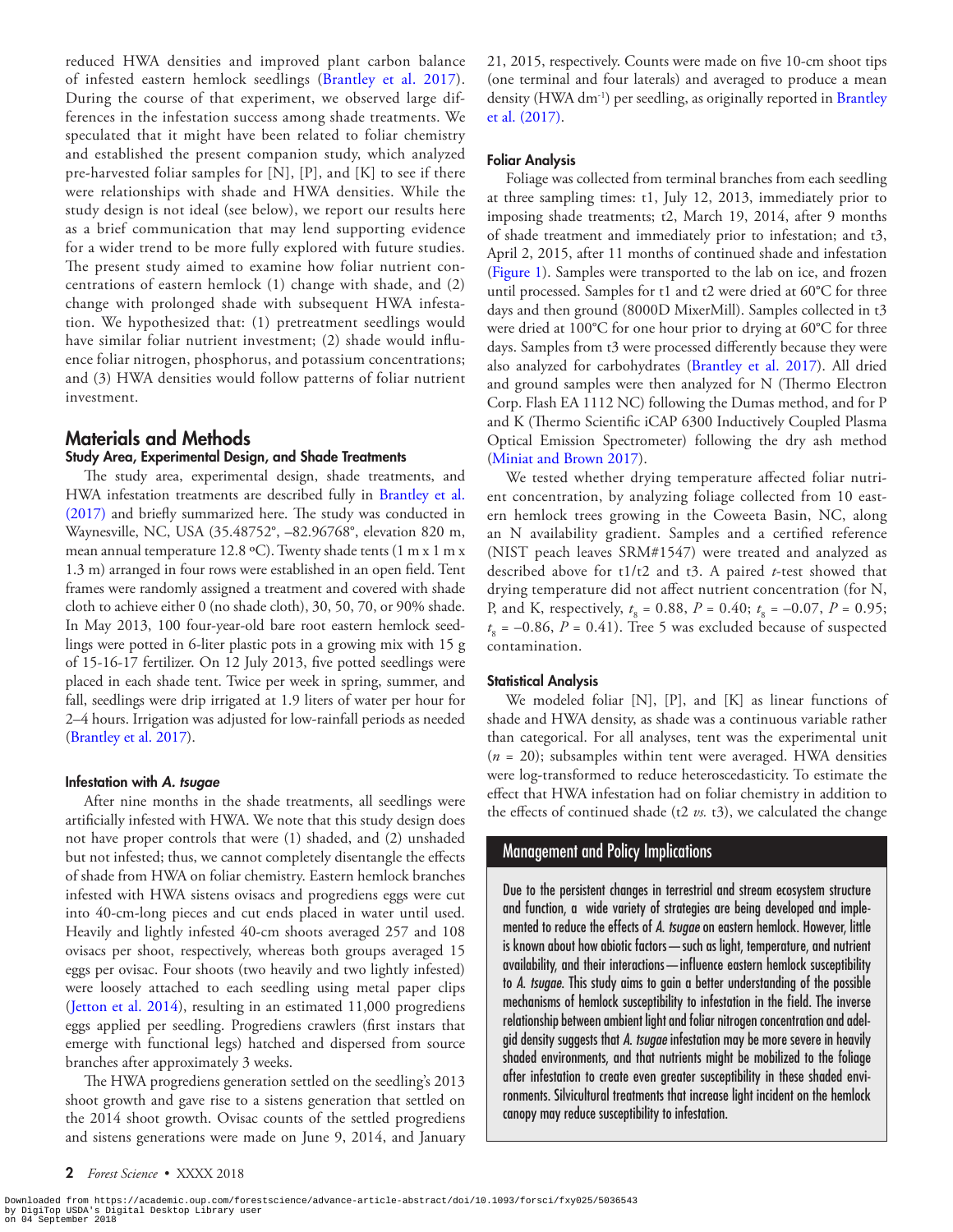reduced HWA densities and improved plant carbon balance of infested eastern hemlock seedlings (Brantley et al. 2017). During the course of that experiment, we observed large differences in the infestation success among shade treatments. We speculated that it might have been related to foliar chemistry and established the present companion study, which analyzed pre-harvested foliar samples for [N], [P], and [K] to see if there were relationships with shade and HWA densities. While the study design is not ideal (see below), we report our results here as a brief communication that may lend supporting evidence for a wider trend to be more fully explored with future studies. The present study aimed to examine how foliar nutrient concentrations of eastern hemlock (1) change with shade, and (2) change with prolonged shade with subsequent HWA infestation. We hypothesized that: (1) pretreatment seedlings would have similar foliar nutrient investment; (2) shade would influence foliar nitrogen, phosphorus, and potassium concentrations; and (3) HWA densities would follow patterns of foliar nutrient investment.

## Materials and Methods

### Study Area, Experimental Design, and Shade Treatments

The study area, experimental design, shade treatments, and HWA infestation treatments are described fully in Brantley et al. (2017) and briefly summarized here. The study was conducted in Waynesville, NC, USA (35.48752°, –82.96768°, elevation 820 m, mean annual temperature 12.8 ºC). Twenty shade tents (1 m x 1 m x 1.3 m) arranged in four rows were established in an open field. Tent frames were randomly assigned a treatment and covered with shade cloth to achieve either 0 (no shade cloth), 30, 50, 70, or 90% shade. In May 2013, 100 four-year-old bare root eastern hemlock seedlings were potted in 6-liter plastic pots in a growing mix with 15 g of 15-16-17 fertilizer. On 12 July 2013, five potted seedlings were placed in each shade tent. Twice per week in spring, summer, and fall, seedlings were drip irrigated at 1.9 liters of water per hour for 2–4 hours. Irrigation was adjusted for low-rainfall periods as needed (Brantley et al. 2017).

### Infestation with *A. tsugae*

After nine months in the shade treatments, all seedlings were artificially infested with HWA. We note that this study design does not have proper controls that were (1) shaded, and (2) unshaded but not infested; thus, we cannot completely disentangle the effects of shade from HWA on foliar chemistry. Eastern hemlock branches infested with HWA sistens ovisacs and progrediens eggs were cut into 40-cm-long pieces and cut ends placed in water until used. Heavily and lightly infested 40-cm shoots averaged 257 and 108 ovisacs per shoot, respectively, whereas both groups averaged 15 eggs per ovisac. Four shoots (two heavily and two lightly infested) were loosely attached to each seedling using metal paper clips (Jetton et al. 2014), resulting in an estimated 11,000 progrediens eggs applied per seedling. Progrediens crawlers (first instars that emerge with functional legs) hatched and dispersed from source branches after approximately 3 weeks.

The HWA progrediens generation settled on the seedling's 2013 shoot growth and gave rise to a sistens generation that settled on the 2014 shoot growth. Ovisac counts of the settled progrediens and sistens generations were made on June 9, 2014, and January 21, 2015, respectively. Counts were made on five 10-cm shoot tips (one terminal and four laterals) and averaged to produce a mean density (HWA dm$^{-1}$) per seedling, as originally reported in Brantley et al. (2017).

### Foliar Analysis

Foliage was collected from terminal branches from each seedling at three sampling times: t1, July 12, 2013, immediately prior to imposing shade treatments; t2, March 19, 2014, after 9 months of shade treatment and immediately prior to infestation; and t3, April 2, 2015, after 11 months of continued shade and infestation (Figure 1). Samples were transported to the lab on ice, and frozen until processed. Samples for t1 and t2 were dried at 60°C for three days and then ground (8000D MixerMill). Samples collected in t3 were dried at 100°C for one hour prior to drying at 60°C for three days. Samples from t3 were processed differently because they were also analyzed for carbohydrates (Brantley et al. 2017). All dried and ground samples were then analyzed for N (Thermo Electron Corp. Flash EA 1112 NC) following the Dumas method, and for P and K (Thermo Scientific iCAP 6300 Inductively Coupled Plasma Optical Emission Spectrometer) following the dry ash method (Miniat and Brown 2017).

We tested whether drying temperature affected foliar nutrient concentration, by analyzing foliage collected from 10 eastern hemlock trees growing in the Coweeta Basin, NC, along an N availability gradient. Samples and a certified reference (NIST peach leaves SRM#1547) were treated and analyzed as described above for t1/t2 and t3. A paired *t*-test showed that drying temperature did not affect nutrient concentration (for N, P, and K, respectively, $t_8 = 0.88$, $P = 0.40$; $t_8 = -0.07$, $P = 0.95$; $t_8 = -0.86$, $P = 0.41$). Tree 5 was excluded because of suspected contamination.

### Statistical Analysis

We modeled foliar [N], [P], and [K] as linear functions of shade and HWA density, as shade was a continuous variable rather than categorical. For all analyses, tent was the experimental unit ($n = 20$); subsamples within tent were averaged. HWA densities were log-transformed to reduce heteroscedasticity. To estimate the effect that HWA infestation had on foliar chemistry in addition to the effects of continued shade (t2 *vs.* t3), we calculated the change

> **Management and Policy Implications**
>
> Due to the persistent changes in terrestrial and stream ecosystem structure and function, a wide variety of strategies are being developed and implemented to reduce the effects of *A. tsugae* on eastern hemlock. However, little is known about how abiotic factors—such as light, temperature, and nutrient availability, and their interactions—influence eastern hemlock susceptibility to *A. tsugae*. This study aims to gain a better understanding of the possible mechanisms of hemlock susceptibility to infestation in the field. The inverse relationship between ambient light and foliar nitrogen concentration and adelgid density suggests that *A. tsugae* infestation may be more severe in heavily shaded environments, and that nutrients might be mobilized to the foliage after infestation to create even greater susceptibility in these shaded environments. Silvicultural treatments that increase light incident on the hemlock canopy may reduce susceptibility to infestation.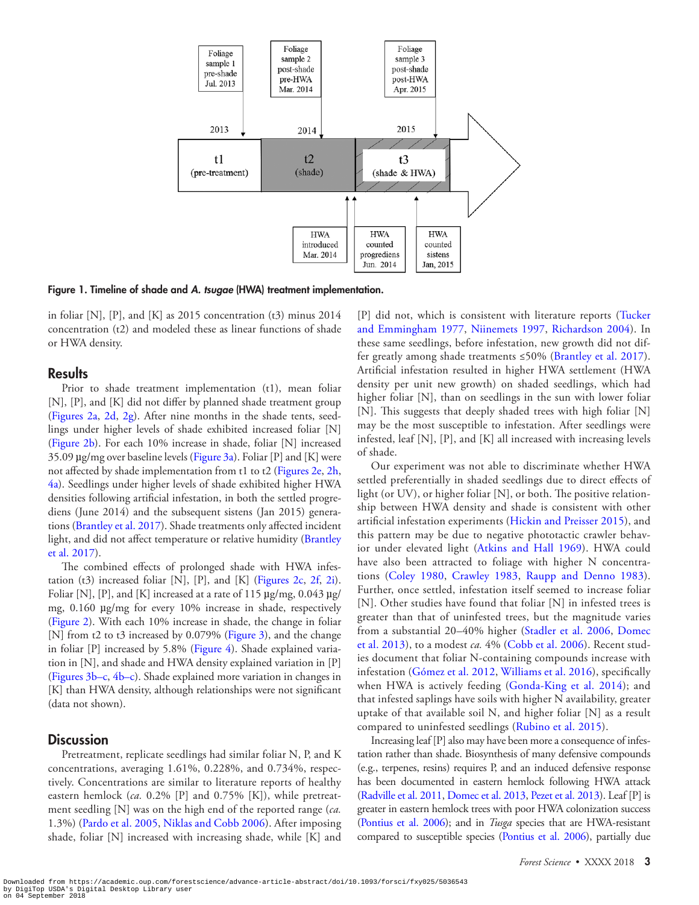Foliage sample 1 pre-shade Jul. 2013

Foliage sample 2 post-shade pre-HWA Mar. 2014

Foliage sample 3 post-shade post-HWA Apr. 2015

2013 | 2014 | 2015

t1 (pre-treatment) | t2 (shade) | t3 (shade & HWA)

HWA introduced Mar. 2014

HWA counted progrediens Jun. 2014

HWA counted sistens Jan, 2015

**Figure 1. Timeline of shade and *A. tsugae* (HWA) treatment implementation.**

in foliar [N], [P], and [K] as 2015 concentration (t3) minus 2014 concentration (t2) and modeled these as linear functions of shade or HWA density.

## Results

Prior to shade treatment implementation (t1), mean foliar [N], [P], and [K] did not differ by planned shade treatment group (Figures 2a, 2d, 2g). After nine months in the shade tents, seedlings under higher levels of shade exhibited increased foliar [N] (Figure 2b). For each 10% increase in shade, foliar [N] increased 35.09 µg/mg over baseline levels (Figure 3a). Foliar [P] and [K] were not affected by shade implementation from t1 to t2 (Figures 2e, 2h, 4a). Seedlings under higher levels of shade exhibited higher HWA densities following artificial infestation, in both the settled progrediens (June 2014) and the subsequent sistens (Jan 2015) generations (Brantley et al. 2017). Shade treatments only affected incident light, and did not affect temperature or relative humidity (Brantley et al. 2017).

The combined effects of prolonged shade with HWA infestation (t3) increased foliar [N], [P], and [K] (Figures 2c, 2f, 2i). Foliar [N], [P], and [K] increased at a rate of 115 µg/mg, 0.043 µg/mg, 0.160 µg/mg for every 10% increase in shade, respectively (Figure 2). With each 10% increase in shade, the change in foliar [N] from t2 to t3 increased by 0.079% (Figure 3), and the change in foliar [P] increased by 5.8% (Figure 4). Shade explained variation in [N], and shade and HWA density explained variation in [P] (Figures 3b–c, 4b–c). Shade explained more variation in changes in [K] than HWA density, although relationships were not significant (data not shown).

## Discussion

Pretreatment, replicate seedlings had similar foliar N, P, and K concentrations, averaging 1.61%, 0.228%, and 0.734%, respectively. Concentrations are similar to literature reports of healthy eastern hemlock (*ca.* 0.2% [P] and 0.75% [K]), while pretreatment seedling [N] was on the high end of the reported range (*ca.* 1.3%) (Pardo et al. 2005, Niklas and Cobb 2006). After imposing shade, foliar [N] increased with increasing shade, while [K] and [P] did not, which is consistent with literature reports (Tucker and Emmingham 1977, Niinemets 1997, Richardson 2004). In these same seedlings, before infestation, new growth did not differ greatly among shade treatments ≤50% (Brantley et al. 2017). Artificial infestation resulted in higher HWA settlement (HWA density per unit new growth) on shaded seedlings, which had higher foliar [N], than on seedlings in the sun with lower foliar [N]. This suggests that deeply shaded trees with high foliar [N] may be the most susceptible to infestation. After seedlings were infested, leaf [N], [P], and [K] all increased with increasing levels of shade.

Our experiment was not able to discriminate whether HWA settled preferentially in shaded seedlings due to direct effects of light (or UV), or higher foliar [N], or both. The positive relationship between HWA density and shade is consistent with other artificial infestation experiments (Hickin and Preisser 2015), and this pattern may be due to negative phototactic crawler behavior under elevated light (Atkins and Hall 1969). HWA could have also been attracted to foliage with higher N concentrations (Coley 1980, Crawley 1983, Raupp and Denno 1983). Further, once settled, infestation itself seemed to increase foliar [N]. Other studies have found that foliar [N] in infested trees is greater than that of uninfested trees, but the magnitude varies from a substantial 20–40% higher (Stadler et al. 2006, Domec et al. 2013), to a modest *ca.* 4% (Cobb et al. 2006). Recent studies document that foliar N-containing compounds increase with infestation (Gómez et al. 2012, Williams et al. 2016), specifically when HWA is actively feeding (Gonda-King et al. 2014); and that infested saplings have soils with higher N availability, greater uptake of that available soil N, and higher foliar [N] as a result compared to uninfested seedlings (Rubino et al. 2015).

Increasing leaf [P] also may have been more a consequence of infestation rather than shade. Biosynthesis of many defensive compounds (e.g., terpenes, resins) requires P, and an induced defensive response has been documented in eastern hemlock following HWA attack (Radville et al. 2011, Domec et al. 2013, Pezet et al. 2013). Leaf [P] is greater in eastern hemlock trees with poor HWA colonization success (Pontius et al. 2006); and in *Tsuga* species that are HWA-resistant compared to susceptible species (Pontius et al. 2006), partially due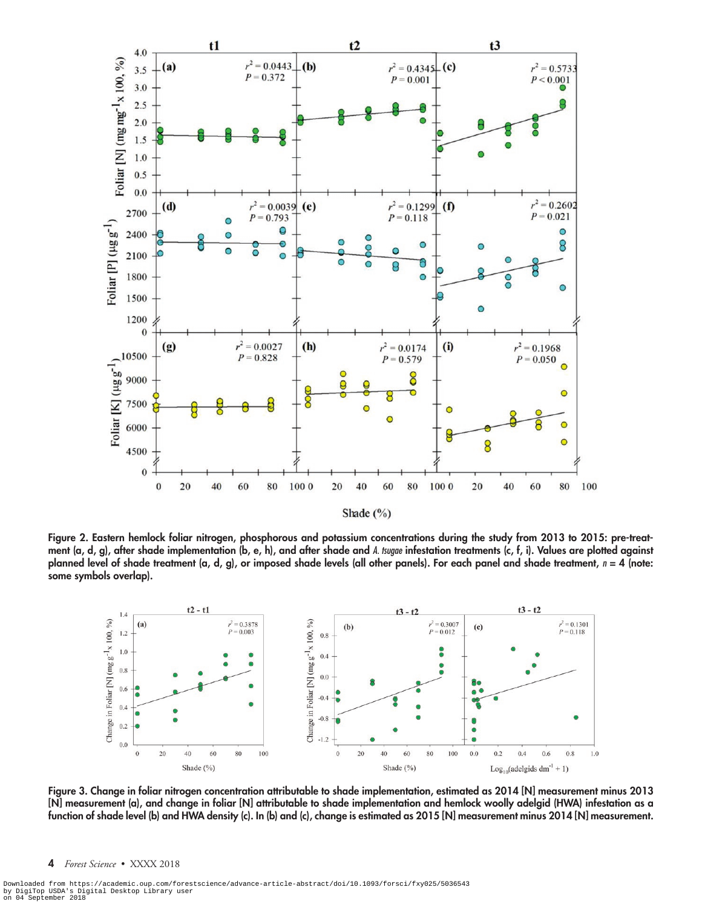Figure 2. Eastern hemlock foliar nitrogen, phosphorous and potassium concentrations during the study from 2013 to 2015: pre-treatment (a, d, g), after shade implementation (b, e, h), and after shade and *A. tsugae* infestation treatments (c, f, i). Values are plotted against planned level of shade treatment (a, d, g), or imposed shade levels (all other panels). For each panel and shade treatment, $n = 4$ (note: some symbols overlap).

Figure 3. Change in foliar nitrogen concentration attributable to shade implementation, estimated as 2014 [N] measurement minus 2013 [N] measurement (a), and change in foliar [N] attributable to shade implementation and hemlock woolly adelgid (HWA) infestation as a function of shade level (b) and HWA density (c). In (b) and (c), change is estimated as 2015 [N] measurement minus 2014 [N] measurement.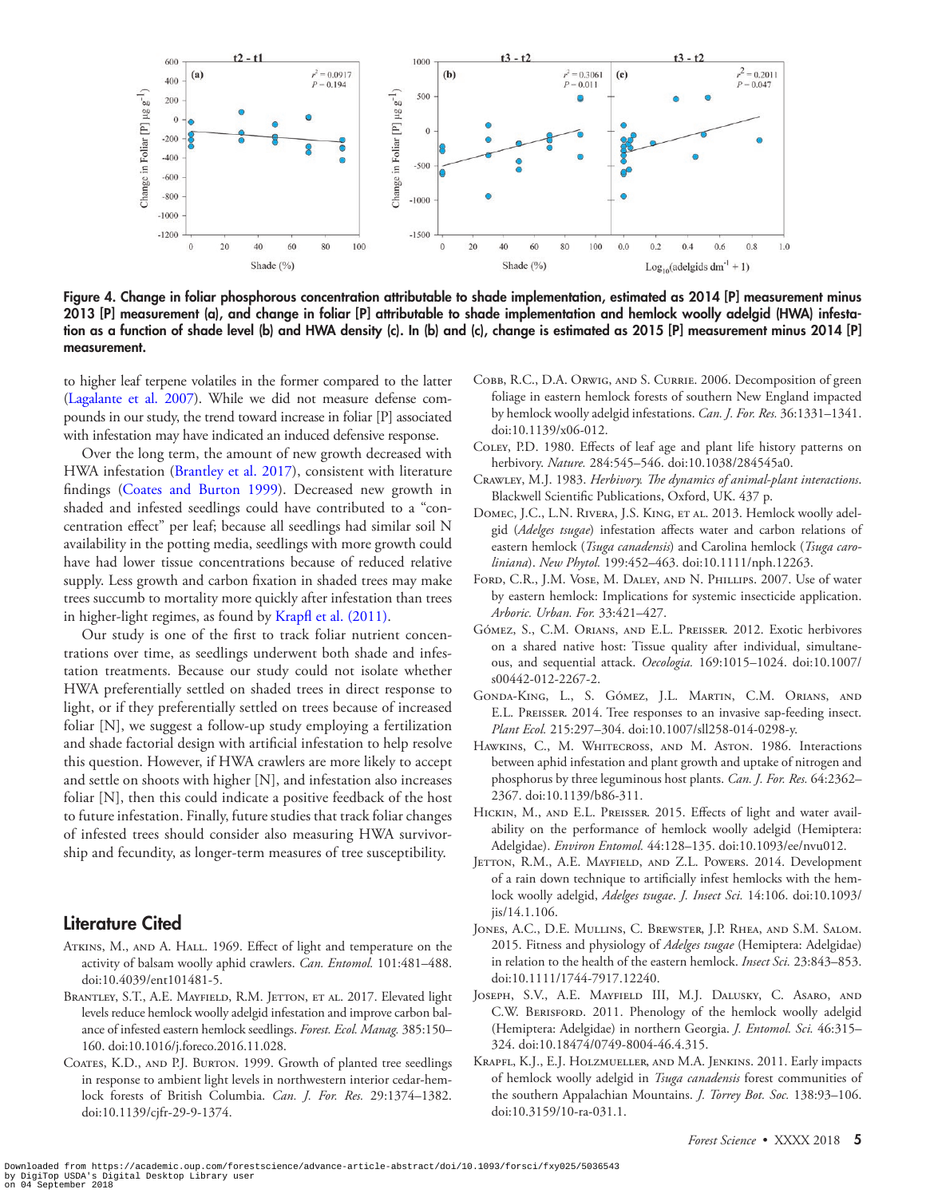**Figure 4. Change in foliar phosphorous concentration attributable to shade implementation, estimated as 2014 [P] measurement minus 2013 [P] measurement (a), and change in foliar [P] attributable to shade implementation and hemlock woolly adelgid (HWA) infestation as a function of shade level (b) and HWA density (c). In (b) and (c), change is estimated as 2015 [P] measurement minus 2014 [P] measurement.**

to higher leaf terpene volatiles in the former compared to the latter (Lagalante et al. 2007). While we did not measure defense compounds in our study, the trend toward increase in foliar [P] associated with infestation may have indicated an induced defensive response.

Over the long term, the amount of new growth decreased with HWA infestation (Brantley et al. 2017), consistent with literature findings (Coates and Burton 1999). Decreased new growth in shaded and infested seedlings could have contributed to a "concentration effect" per leaf; because all seedlings had similar soil N availability in the potting media, seedlings with more growth could have had lower tissue concentrations because of reduced relative supply. Less growth and carbon fixation in shaded trees may make trees succumb to mortality more quickly after infestation than trees in higher-light regimes, as found by Krapfl et al. (2011).

Our study is one of the first to track foliar nutrient concentrations over time, as seedlings underwent both shade and infestation treatments. Because our study could not isolate whether HWA preferentially settled on shaded trees in direct response to light, or if they preferentially settled on trees because of increased foliar [N], we suggest a follow-up study employing a fertilization and shade factorial design with artificial infestation to help resolve this question. However, if HWA crawlers are more likely to accept and settle on shoots with higher [N], and infestation also increases foliar [N], then this could indicate a positive feedback of the host to future infestation. Finally, future studies that track foliar changes of infested trees should consider also measuring HWA survivorship and fecundity, as longer-term measures of tree susceptibility.

## Literature Cited

Atkins, M., and A. Hall. 1969. Effect of light and temperature on the activity of balsam woolly aphid crawlers. *Can. Entomol.* 101:481–488. doi:10.4039/ent101481-5.

Brantley, S.T., A.E. Mayfield, R.M. Jetton, et al. 2017. Elevated light levels reduce hemlock woolly adelgid infestation and improve carbon balance of infested eastern hemlock seedlings. *Forest. Ecol. Manag.* 385:150–160. doi:10.1016/j.foreco.2016.11.028.

Coates, K.D., and P.J. Burton. 1999. Growth of planted tree seedlings in response to ambient light levels in northwestern interior cedar-hemlock forests of British Columbia. *Can. J. For. Res.* 29:1374–1382. doi:10.1139/cjfr-29-9-1374.

Cobb, R.C., D.A. Orwig, and S. Currie. 2006. Decomposition of green foliage in eastern hemlock forests of southern New England impacted by hemlock woolly adelgid infestations. *Can. J. For. Res.* 36:1331–1341. doi:10.1139/x06-012.

Coley, P.D. 1980. Effects of leaf age and plant life history patterns on herbivory. *Nature.* 284:545–546. doi:10.1038/284545a0.

Crawley, M.J. 1983. *Herbivory. The dynamics of animal-plant interactions*. Blackwell Scientific Publications, Oxford, UK. 437 p.

Domec, J.C., L.N. Rivera, J.S. King, et al. 2013. Hemlock woolly adelgid (*Adelges tsugae*) infestation affects water and carbon relations of eastern hemlock (*Tsuga canadensis*) and Carolina hemlock (*Tsuga caroliniana*). *New Phytol.* 199:452–463. doi:10.1111/nph.12263.

Ford, C.R., J.M. Vose, M. Daley, and N. Phillips. 2007. Use of water by eastern hemlock: Implications for systemic insecticide application. *Arboric. Urban. For.* 33:421–427.

Gómez, S., C.M. Orians, and E.L. Preisser. 2012. Exotic herbivores on a shared native host: Tissue quality after individual, simultaneous, and sequential attack. *Oecologia.* 169:1015–1024. doi:10.1007/s00442-012-2267-2.

Gonda-King, L., S. Gómez, J.L. Martin, C.M. Orians, and E.L. Preisser. 2014. Tree responses to an invasive sap-feeding insect. *Plant Ecol.* 215:297–304. doi:10.1007/sll258-014-0298-y.

Hawkins, C., M. Whitecross, and M. Aston. 1986. Interactions between aphid infestation and plant growth and uptake of nitrogen and phosphorus by three leguminous host plants. *Can. J. For. Res.* 64:2362–2367. doi:10.1139/b86-311.

Hickin, M., and E.L. Preisser. 2015. Effects of light and water availability on the performance of hemlock woolly adelgid (Hemiptera: Adelgidae). *Environ Entomol.* 44:128–135. doi:10.1093/ee/nvu012.

Jetton, R.M., A.E. Mayfield, and Z.L. Powers. 2014. Development of a rain down technique to artificially infest hemlocks with the hemlock woolly adelgid, *Adelges tsugae*. *J. Insect Sci.* 14:106. doi:10.1093/jis/14.1.106.

Jones, A.C., D.E. Mullins, C. Brewster, J.P. Rhea, and S.M. Salom. 2015. Fitness and physiology of *Adelges tsugae* (Hemiptera: Adelgidae) in relation to the health of the eastern hemlock. *Insect Sci.* 23:843–853. doi:10.1111/1744-7917.12240.

Joseph, S.V., A.E. Mayfield III, M.J. Dalusky, C. Asaro, and C.W. Berisford. 2011. Phenology of the hemlock woolly adelgid (Hemiptera: Adelgidae) in northern Georgia. *J. Entomol. Sci.* 46:315–324. doi:10.18474/0749-8004-46.4.315.

Krapfl, K.J., E.J. Holzmueller, and M.A. Jenkins. 2011. Early impacts of hemlock woolly adelgid in *Tsuga canadensis* forest communities of the southern Appalachian Mountains. *J. Torrey Bot. Soc.* 138:93–106. doi:10.3159/10-ra-031.1.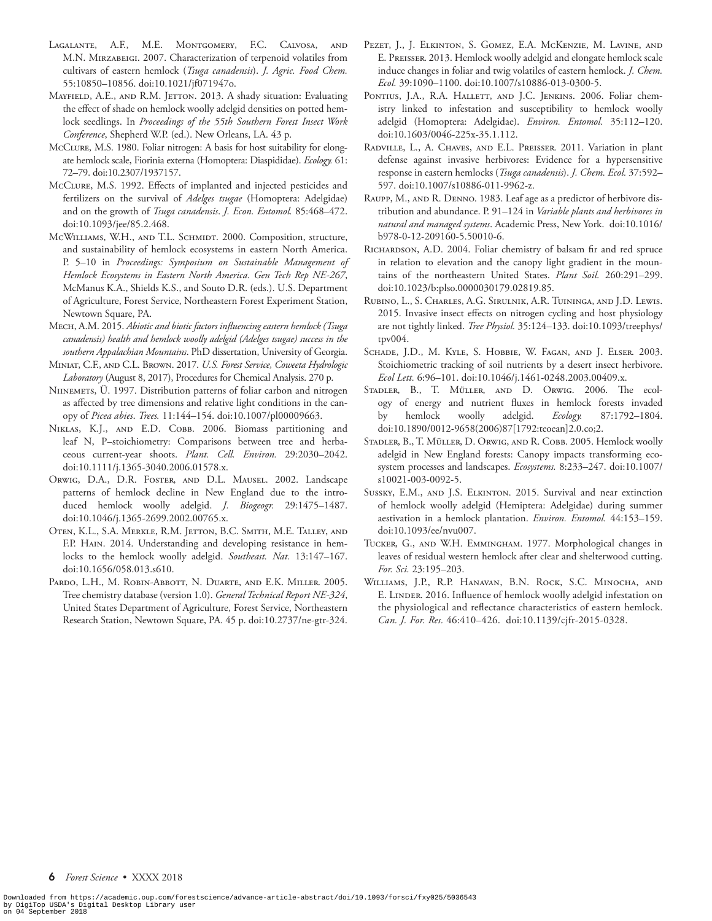Lagalante, A.F., M.E. Montgomery, F.C. Calvosa, and M.N. Mirzabeigi. 2007. Characterization of terpenoid volatiles from cultivars of eastern hemlock (*Tsuga canadensis*). *J. Agric. Food Chem.* 55:10850–10856. doi:10.1021/jf071947o.

Mayfield, A.E., and R.M. Jetton. 2013. A shady situation: Evaluating the effect of shade on hemlock woolly adelgid densities on potted hemlock seedlings. In *Proceedings of the 55th Southern Forest Insect Work Conference*, Shepherd W.P. (ed.). New Orleans, LA. 43 p.

McClure, M.S. 1980. Foliar nitrogen: A basis for host suitability for elongate hemlock scale, Fiorinia externa (Homoptera: Diaspididae). *Ecology.* 61: 72–79. doi:10.2307/1937157.

McClure, M.S. 1992. Effects of implanted and injected pesticides and fertilizers on the survival of *Adelges tsugae* (Homoptera: Adelgidae) and on the growth of *Tsuga canadensis*. *J. Econ. Entomol.* 85:468–472. doi:10.1093/jee/85.2.468.

McWilliams, W.H., and T.L. Schmidt. 2000. Composition, structure, and sustainability of hemlock ecosystems in eastern North America. P. 5–10 in *Proceedings: Symposium on Sustainable Management of Hemlock Ecosystems in Eastern North America. Gen Tech Rep NE-267*, McManus K.A., Shields K.S., and Souto D.R. (eds.). U.S. Department of Agriculture, Forest Service, Northeastern Forest Experiment Station, Newtown Square, PA.

Mech, A.M. 2015. *Abiotic and biotic factors influencing eastern hemlock (Tsuga canadensis) health and hemlock woolly adelgid (Adelges tsugae) success in the southern Appalachian Mountains*. PhD dissertation, University of Georgia.

Miniat, C.F., and C.L. Brown. 2017. *U.S. Forest Service, Coweeta Hydrologic Laboratory* (August 8, 2017), Procedures for Chemical Analysis. 270 p.

Niinemets, Ü. 1997. Distribution patterns of foliar carbon and nitrogen as affected by tree dimensions and relative light conditions in the canopy of *Picea abies*. *Trees.* 11:144–154. doi:10.1007/pl00009663.

Niklas, K.J., and E.D. Cobb. 2006. Biomass partitioning and leaf N, P–stoichiometry: Comparisons between tree and herbaceous current-year shoots. *Plant. Cell. Environ.* 29:2030–2042. doi:10.1111/j.1365-3040.2006.01578.x.

Orwig, D.A., D.R. Foster, and D.L. Mausel. 2002. Landscape patterns of hemlock decline in New England due to the introduced hemlock woolly adelgid. *J. Biogeogr.* 29:1475–1487. doi:10.1046/j.1365-2699.2002.00765.x.

Oten, K.L., S.A. Merkle, R.M. Jetton, B.C. Smith, M.E. Talley, and F.P. Hain. 2014. Understanding and developing resistance in hemlocks to the hemlock woolly adelgid. *Southeast. Nat.* 13:147–167. doi:10.1656/058.013.s610.

Pardo, L.H., M. Robin-Abbott, N. Duarte, and E.K. Miller. 2005. Tree chemistry database (version 1.0). *General Technical Report NE-324*, United States Department of Agriculture, Forest Service, Northeastern Research Station, Newtown Square, PA. 45 p. doi:10.2737/ne-gtr-324.

Pezet, J., J. Elkinton, S. Gomez, E.A. McKenzie, M. Lavine, and E. Preisser. 2013. Hemlock woolly adelgid and elongate hemlock scale induce changes in foliar and twig volatiles of eastern hemlock. *J. Chem. Ecol.* 39:1090–1100. doi:10.1007/s10886-013-0300-5.

Pontius, J.A., R.A. Hallett, and J.C. Jenkins. 2006. Foliar chemistry linked to infestation and susceptibility to hemlock woolly adelgid (Homoptera: Adelgidae). *Environ. Entomol.* 35:112–120. doi:10.1603/0046-225x-35.1.112.

Radville, L., A. Chaves, and E.L. Preisser. 2011. Variation in plant defense against invasive herbivores: Evidence for a hypersensitive response in eastern hemlocks (*Tsuga canadensis*). *J. Chem. Ecol.* 37:592–597. doi:10.1007/s10886-011-9962-z.

Raupp, M., and R. Denno. 1983. Leaf age as a predictor of herbivore distribution and abundance. P. 91–124 in *Variable plants and herbivores in natural and managed systems*. Academic Press, New York. doi:10.1016/b978-0-12-209160-5.50010-6.

Richardson, A.D. 2004. Foliar chemistry of balsam fir and red spruce in relation to elevation and the canopy light gradient in the mountains of the northeastern United States. *Plant Soil.* 260:291–299. doi:10.1023/b:plso.0000030179.02819.85.

Rubino, L., S. Charles, A.G. Sirulnik, A.R. Tuininga, and J.D. Lewis. 2015. Invasive insect effects on nitrogen cycling and host physiology are not tightly linked. *Tree Physiol.* 35:124–133. doi:10.1093/treephys/tpv004.

Schade, J.D., M. Kyle, S. Hobbie, W. Fagan, and J. Elser. 2003. Stoichiometric tracking of soil nutrients by a desert insect herbivore. *Ecol Lett.* 6:96–101. doi:10.1046/j.1461-0248.2003.00409.x.

Stadler, B., T. Müller, and D. Orwig. 2006. The ecology of energy and nutrient fluxes in hemlock forests invaded by hemlock woolly adelgid. *Ecology.* 87:1792–1804. doi:10.1890/0012-9658(2006)87[1792:teoean]2.0.co;2.

Stadler, B., T. Müller, D. Orwig, and R. Cobb. 2005. Hemlock woolly adelgid in New England forests: Canopy impacts transforming ecosystem processes and landscapes. *Ecosystems.* 8:233–247. doi:10.1007/s10021-003-0092-5.

Sussky, E.M., and J.S. Elkinton. 2015. Survival and near extinction of hemlock woolly adelgid (Hemiptera: Adelgidae) during summer aestivation in a hemlock plantation. *Environ. Entomol.* 44:153–159. doi:10.1093/ee/nvu007.

Tucker, G., and W.H. Emmingham. 1977. Morphological changes in leaves of residual western hemlock after clear and shelterwood cutting. *For. Sci.* 23:195–203.

Williams, J.P., R.P. Hanavan, B.N. Rock, S.C. Minocha, and E. Linder. 2016. Influence of hemlock woolly adelgid infestation on the physiological and reflectance characteristics of eastern hemlock. *Can. J. For. Res.* 46:410–426. doi:10.1139/cjfr-2015-0328.